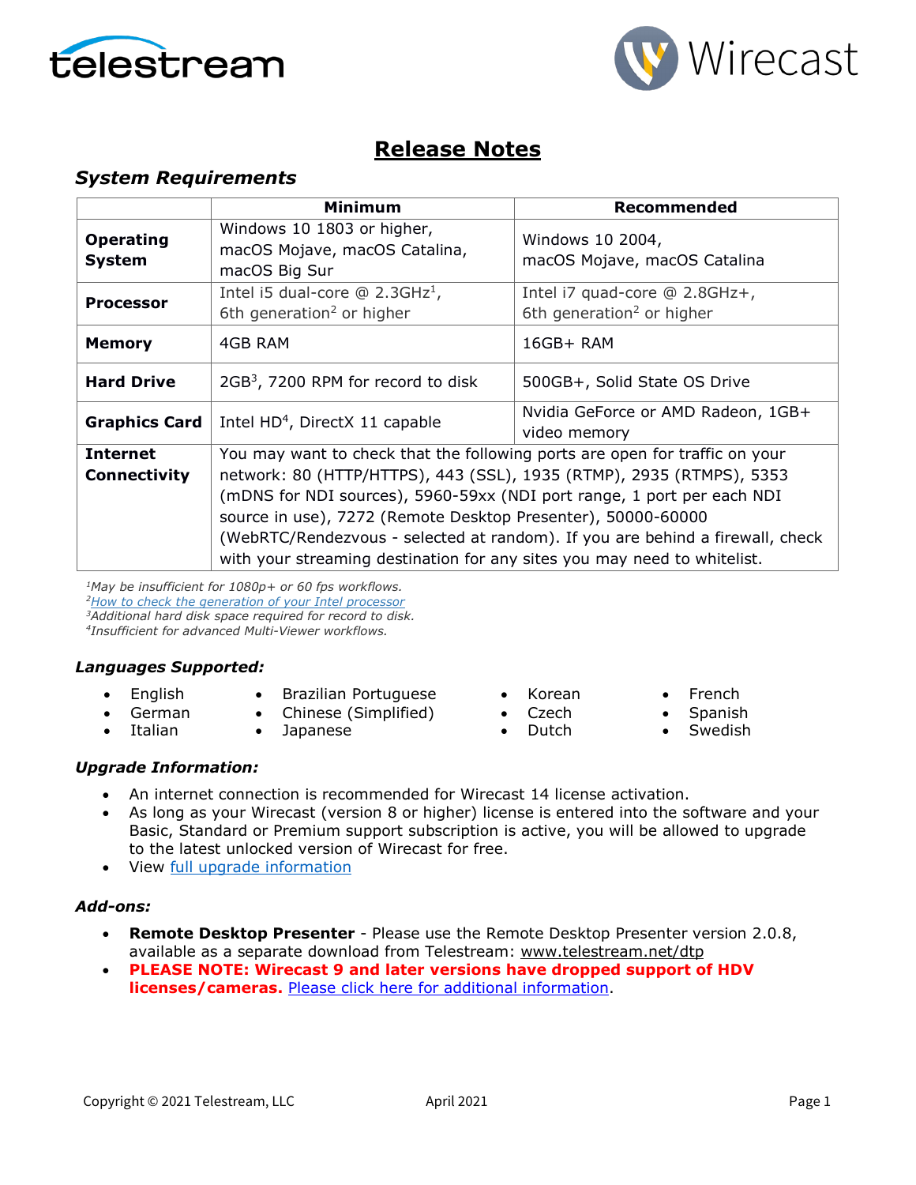# Release Notes

## System Requirements

| | Minimum | Recommended |
|---|---|---|
| **Operating System** | Windows 10 1803 or higher, macOS Mojave, macOS Catalina, macOS Big Sur | Windows 10 2004, macOS Mojave, macOS Catalina |
| **Processor** | Intel i5 dual-core @ 2.3GHz[1], 6th generation[2] or higher | Intel i7 quad-core @ 2.8GHz+, 6th generation[2] or higher |
| **Memory** | 4GB RAM | 16GB+ RAM |
| **Hard Drive** | 2GB[3], 7200 RPM for record to disk | 500GB+, Solid State OS Drive |
| **Graphics Card** | Intel HD[4], DirectX 11 capable | Nvidia GeForce or AMD Radeon, 1GB+ video memory |
| **Internet Connectivity** | You may want to check that the following ports are open for traffic on your network: 80 (HTTP/HTTPS), 443 (SSL), 1935 (RTMP), 2935 (RTMPS), 5353 (mDNS for NDI sources), 5960-59xx (NDI port range, 1 port per each NDI source in use), 7272 (Remote Desktop Presenter), 50000-60000 (WebRTC/Rendezvous - selected at random). If you are behind a firewall, check with your streaming destination for any sites you may need to whitelist. | |

*[1]May be insufficient for 1080p+ or 60 fps workflows.*
*[2][How to check the generation of your Intel processor]()*
*[3]Additional hard disk space required for record to disk.*
*[4]Insufficient for advanced Multi-Viewer workflows.*

### *Languages Supported:*

- English
- German
- Italian
- Brazilian Portuguese
- Chinese (Simplified)
- Japanese
- Korean
- Czech
- Dutch
- French
- Spanish
- Swedish

### *Upgrade Information:*

- An internet connection is recommended for Wirecast 14 license activation.
- As long as your Wirecast (version 8 or higher) license is entered into the software and your Basic, Standard or Premium support subscription is active, you will be allowed to upgrade to the latest unlocked version of Wirecast for free.
- View [full upgrade information]()

### *Add-ons:*

- **Remote Desktop Presenter** - Please use the Remote Desktop Presenter version 2.0.8, available as a separate download from Telestream: www.telestream.net/dtp
- **PLEASE NOTE: Wirecast 9 and later versions have dropped support of HDV licenses/cameras.** [Please click here for additional information]().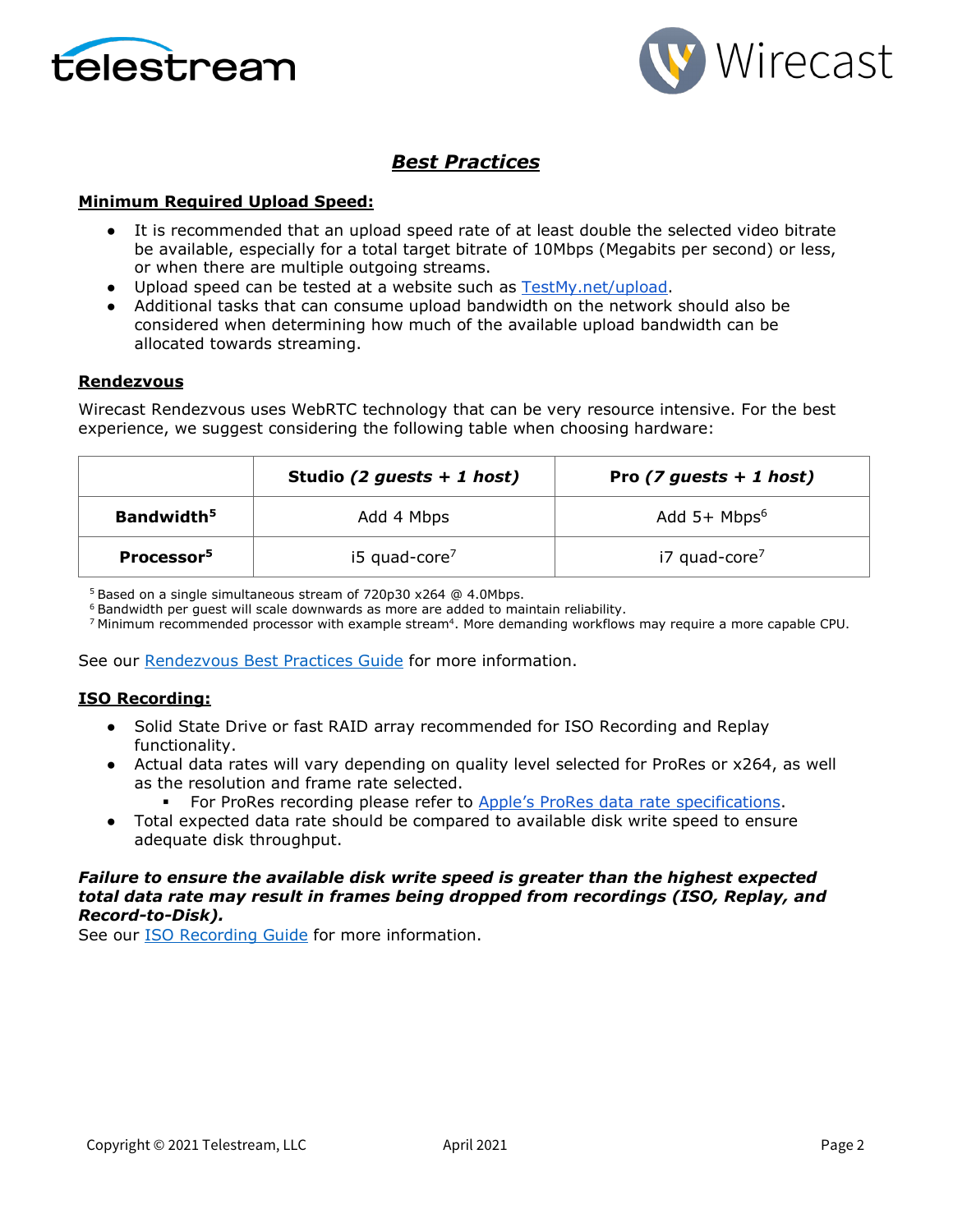## ***Best Practices***

**Minimum Required Upload Speed:**

- It is recommended that an upload speed rate of at least double the selected video bitrate be available, especially for a total target bitrate of 10Mbps (Megabits per second) or less, or when there are multiple outgoing streams.
- Upload speed can be tested at a website such as [TestMy.net/upload](TestMy.net/upload).
- Additional tasks that can consume upload bandwidth on the network should also be considered when determining how much of the available upload bandwidth can be allocated towards streaming.

**Rendezvous**

Wirecast Rendezvous uses WebRTC technology that can be very resource intensive. For the best experience, we suggest considering the following table when choosing hardware:

| | **Studio *(2 guests + 1 host)*** | **Pro *(7 guests + 1 host)*** |
|---|---|---|
| **Bandwidth[5]** | Add 4 Mbps | Add 5+ Mbps[6] |
| **Processor[5]** | i5 quad-core[7] | i7 quad-core[7] |

[5] Based on a single simultaneous stream of 720p30 x264 @ 4.0Mbps.
[6] Bandwidth per guest will scale downwards as more are added to maintain reliability.
[7] Minimum recommended processor with example stream[4]. More demanding workflows may require a more capable CPU.

See our Rendezvous Best Practices Guide for more information.

**ISO Recording:**

- Solid State Drive or fast RAID array recommended for ISO Recording and Replay functionality.
- Actual data rates will vary depending on quality level selected for ProRes or x264, as well as the resolution and frame rate selected.
  - For ProRes recording please refer to Apple's ProRes data rate specifications.
- Total expected data rate should be compared to available disk write speed to ensure adequate disk throughput.

***Failure to ensure the available disk write speed is greater than the highest expected total data rate may result in frames being dropped from recordings (ISO, Replay, and Record-to-Disk).***

See our ISO Recording Guide for more information.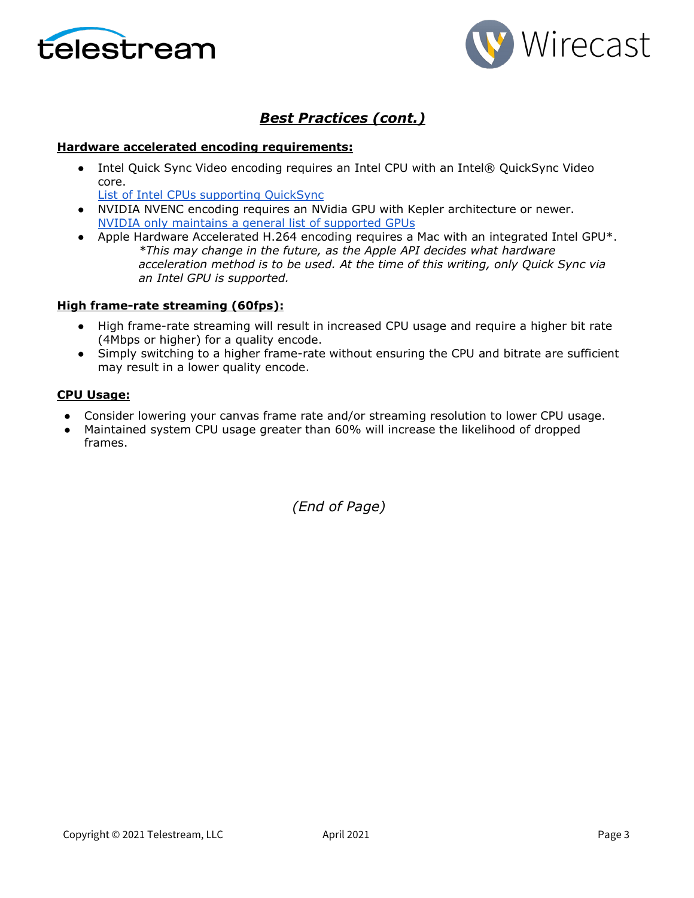## *Best Practices (cont.)*

**Hardware accelerated encoding requirements:**

- Intel Quick Sync Video encoding requires an Intel CPU with an Intel® QuickSync Video core.
  [List of Intel CPUs supporting QuickSync]
- NVIDIA NVENC encoding requires an NVidia GPU with Kepler architecture or newer.
  [NVIDIA only maintains a general list of supported GPUs]
- Apple Hardware Accelerated H.264 encoding requires a Mac with an integrated Intel GPU*.
  *\*This may change in the future, as the Apple API decides what hardware acceleration method is to be used. At the time of this writing, only Quick Sync via an Intel GPU is supported.*

**High frame-rate streaming (60fps):**

- High frame-rate streaming will result in increased CPU usage and require a higher bit rate (4Mbps or higher) for a quality encode.
- Simply switching to a higher frame-rate without ensuring the CPU and bitrate are sufficient may result in a lower quality encode.

**CPU Usage:**

- Consider lowering your canvas frame rate and/or streaming resolution to lower CPU usage.
- Maintained system CPU usage greater than 60% will increase the likelihood of dropped frames.

*(End of Page)*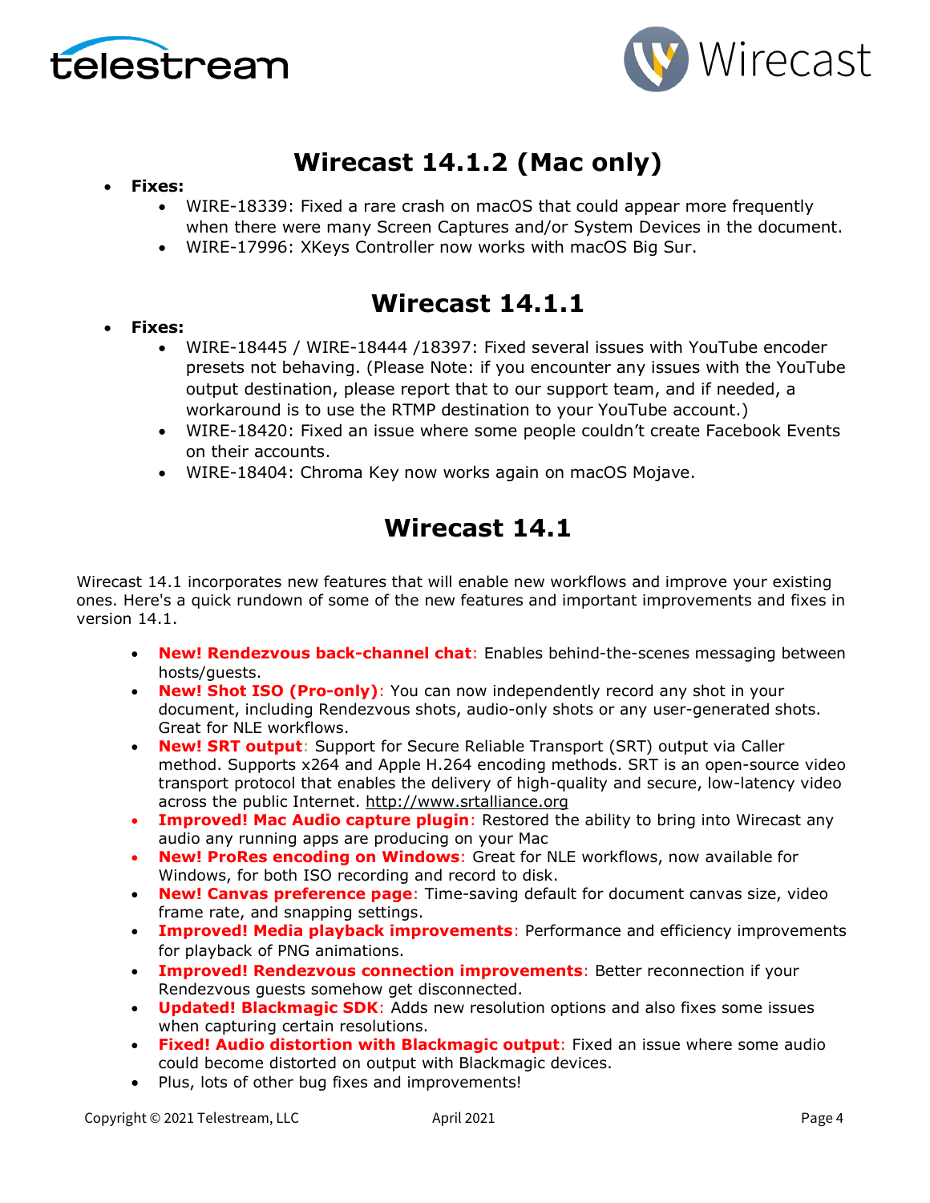# Wirecast 14.1.2 (Mac only)

- **Fixes:**
  - WIRE-18339: Fixed a rare crash on macOS that could appear more frequently when there were many Screen Captures and/or System Devices in the document.
  - WIRE-17996: XKeys Controller now works with macOS Big Sur.

# Wirecast 14.1.1

- **Fixes:**
  - WIRE-18445 / WIRE-18444 /18397: Fixed several issues with YouTube encoder presets not behaving. (Please Note: if you encounter any issues with the YouTube output destination, please report that to our support team, and if needed, a workaround is to use the RTMP destination to your YouTube account.)
  - WIRE-18420: Fixed an issue where some people couldn't create Facebook Events on their accounts.
  - WIRE-18404: Chroma Key now works again on macOS Mojave.

# Wirecast 14.1

Wirecast 14.1 incorporates new features that will enable new workflows and improve your existing ones. Here's a quick rundown of some of the new features and important improvements and fixes in version 14.1.

- **New! Rendezvous back-channel chat**: Enables behind-the-scenes messaging between hosts/guests.
- **New! Shot ISO (Pro-only)**: You can now independently record any shot in your document, including Rendezvous shots, audio-only shots or any user-generated shots. Great for NLE workflows.
- **New! SRT output**: Support for Secure Reliable Transport (SRT) output via Caller method. Supports x264 and Apple H.264 encoding methods. SRT is an open-source video transport protocol that enables the delivery of high-quality and secure, low-latency video across the public Internet. http://www.srtalliance.org
- **Improved! Mac Audio capture plugin**: Restored the ability to bring into Wirecast any audio any running apps are producing on your Mac
- **New! ProRes encoding on Windows**: Great for NLE workflows, now available for Windows, for both ISO recording and record to disk.
- **New! Canvas preference page**: Time-saving default for document canvas size, video frame rate, and snapping settings.
- **Improved! Media playback improvements**: Performance and efficiency improvements for playback of PNG animations.
- **Improved! Rendezvous connection improvements**: Better reconnection if your Rendezvous guests somehow get disconnected.
- **Updated! Blackmagic SDK**: Adds new resolution options and also fixes some issues when capturing certain resolutions.
- **Fixed! Audio distortion with Blackmagic output**: Fixed an issue where some audio could become distorted on output with Blackmagic devices.
- Plus, lots of other bug fixes and improvements!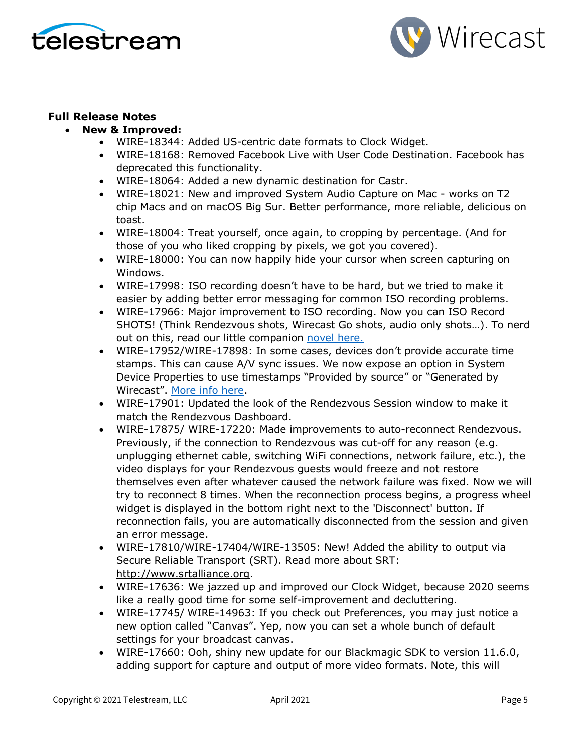**Full Release Notes**

- **New & Improved:**
  - WIRE-18344: Added US-centric date formats to Clock Widget.
  - WIRE-18168: Removed Facebook Live with User Code Destination. Facebook has deprecated this functionality.
  - WIRE-18064: Added a new dynamic destination for Castr.
  - WIRE-18021: New and improved System Audio Capture on Mac - works on T2 chip Macs and on macOS Big Sur. Better performance, more reliable, delicious on toast.
  - WIRE-18004: Treat yourself, once again, to cropping by percentage. (And for those of you who liked cropping by pixels, we got you covered).
  - WIRE-18000: You can now happily hide your cursor when screen capturing on Windows.
  - WIRE-17998: ISO recording doesn't have to be hard, but we tried to make it easier by adding better error messaging for common ISO recording problems.
  - WIRE-17966: Major improvement to ISO recording. Now you can ISO Record SHOTS! (Think Rendezvous shots, Wirecast Go shots, audio only shots…). To nerd out on this, read our little companion novel here.
  - WIRE-17952/WIRE-17898: In some cases, devices don't provide accurate time stamps. This can cause A/V sync issues. We now expose an option in System Device Properties to use timestamps "Provided by source" or "Generated by Wirecast". More info here.
  - WIRE-17901: Updated the look of the Rendezvous Session window to make it match the Rendezvous Dashboard.
  - WIRE-17875/ WIRE-17220: Made improvements to auto-reconnect Rendezvous. Previously, if the connection to Rendezvous was cut-off for any reason (e.g. unplugging ethernet cable, switching WiFi connections, network failure, etc.), the video displays for your Rendezvous guests would freeze and not restore themselves even after whatever caused the network failure was fixed. Now we will try to reconnect 8 times. When the reconnection process begins, a progress wheel widget is displayed in the bottom right next to the 'Disconnect' button. If reconnection fails, you are automatically disconnected from the session and given an error message.
  - WIRE-17810/WIRE-17404/WIRE-13505: New! Added the ability to output via Secure Reliable Transport (SRT). Read more about SRT: http://www.srtalliance.org.
  - WIRE-17636: We jazzed up and improved our Clock Widget, because 2020 seems like a really good time for some self-improvement and decluttering.
  - WIRE-17745/ WIRE-14963: If you check out Preferences, you may just notice a new option called "Canvas". Yep, now you can set a whole bunch of default settings for your broadcast canvas.
  - WIRE-17660: Ooh, shiny new update for our Blackmagic SDK to version 11.6.0, adding support for capture and output of more video formats. Note, this will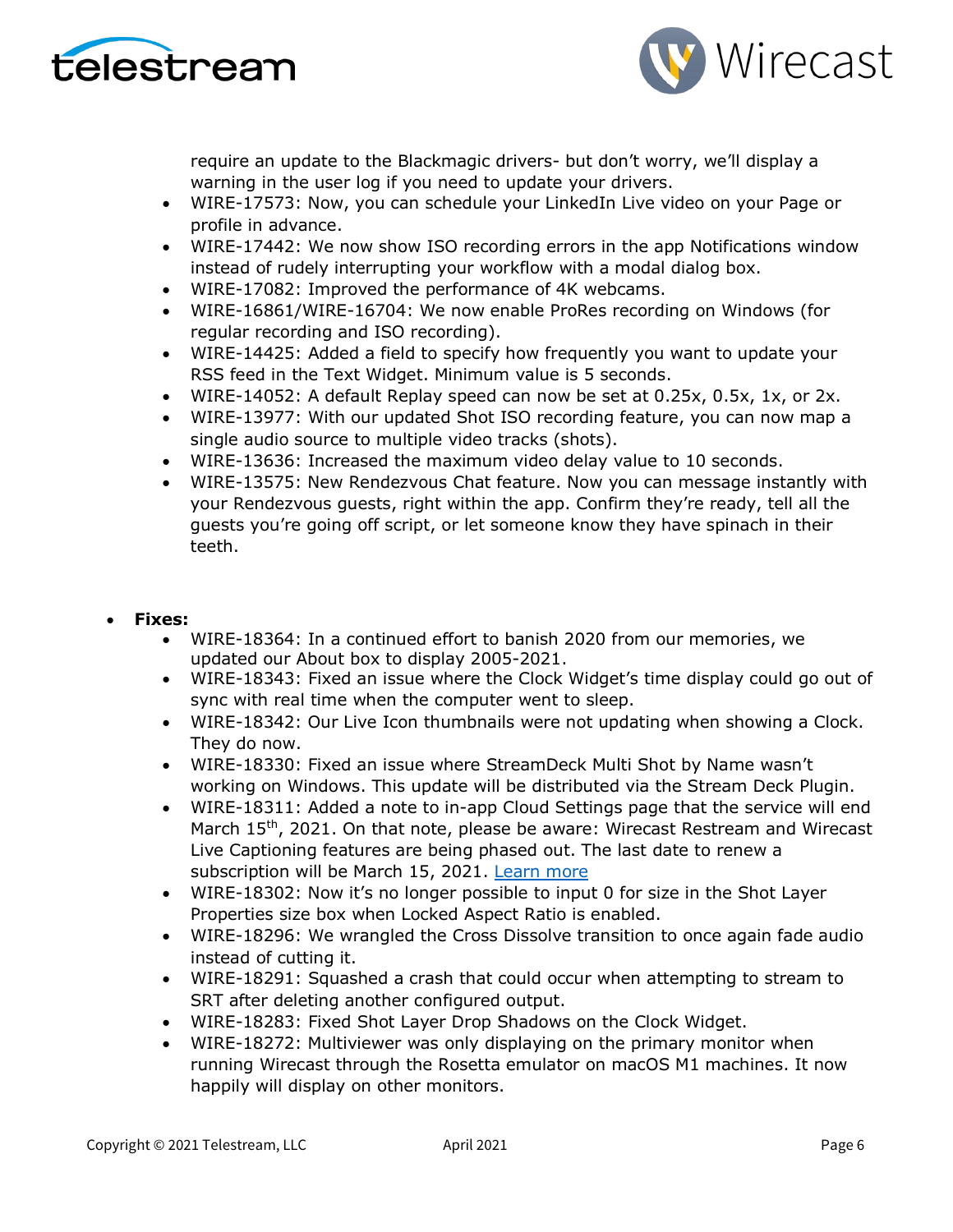require an update to the Blackmagic drivers- but don't worry, we'll display a warning in the user log if you need to update your drivers.
  - WIRE-17573: Now, you can schedule your LinkedIn Live video on your Page or profile in advance.
  - WIRE-17442: We now show ISO recording errors in the app Notifications window instead of rudely interrupting your workflow with a modal dialog box.
  - WIRE-17082: Improved the performance of 4K webcams.
  - WIRE-16861/WIRE-16704: We now enable ProRes recording on Windows (for regular recording and ISO recording).
  - WIRE-14425: Added a field to specify how frequently you want to update your RSS feed in the Text Widget. Minimum value is 5 seconds.
  - WIRE-14052: A default Replay speed can now be set at 0.25x, 0.5x, 1x, or 2x.
  - WIRE-13977: With our updated Shot ISO recording feature, you can now map a single audio source to multiple video tracks (shots).
  - WIRE-13636: Increased the maximum video delay value to 10 seconds.
  - WIRE-13575: New Rendezvous Chat feature. Now you can message instantly with your Rendezvous guests, right within the app. Confirm they're ready, tell all the guests you're going off script, or let someone know they have spinach in their teeth.

- **Fixes:**
  - WIRE-18364: In a continued effort to banish 2020 from our memories, we updated our About box to display 2005-2021.
  - WIRE-18343: Fixed an issue where the Clock Widget's time display could go out of sync with real time when the computer went to sleep.
  - WIRE-18342: Our Live Icon thumbnails were not updating when showing a Clock. They do now.
  - WIRE-18330: Fixed an issue where StreamDeck Multi Shot by Name wasn't working on Windows. This update will be distributed via the Stream Deck Plugin.
  - WIRE-18311: Added a note to in-app Cloud Settings page that the service will end March 15th, 2021. On that note, please be aware: Wirecast Restream and Wirecast Live Captioning features are being phased out. The last date to renew a subscription will be March 15, 2021. Learn more
  - WIRE-18302: Now it's no longer possible to input 0 for size in the Shot Layer Properties size box when Locked Aspect Ratio is enabled.
  - WIRE-18296: We wrangled the Cross Dissolve transition to once again fade audio instead of cutting it.
  - WIRE-18291: Squashed a crash that could occur when attempting to stream to SRT after deleting another configured output.
  - WIRE-18283: Fixed Shot Layer Drop Shadows on the Clock Widget.
  - WIRE-18272: Multiviewer was only displaying on the primary monitor when running Wirecast through the Rosetta emulator on macOS M1 machines. It now happily will display on other monitors.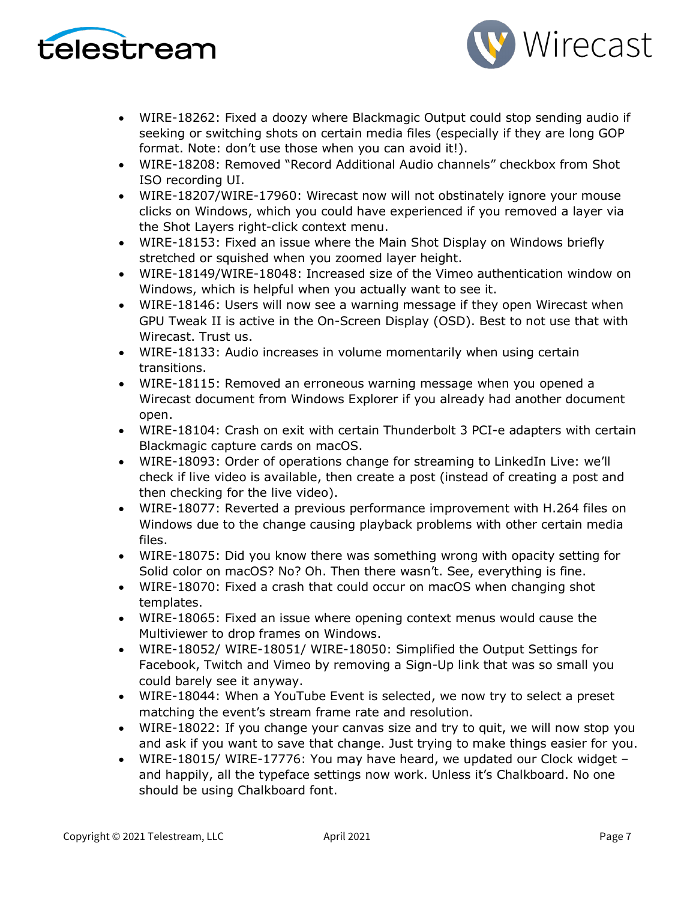- WIRE-18262: Fixed a doozy where Blackmagic Output could stop sending audio if seeking or switching shots on certain media files (especially if they are long GOP format. Note: don't use those when you can avoid it!).
- WIRE-18208: Removed "Record Additional Audio channels" checkbox from Shot ISO recording UI.
- WIRE-18207/WIRE-17960: Wirecast now will not obstinately ignore your mouse clicks on Windows, which you could have experienced if you removed a layer via the Shot Layers right-click context menu.
- WIRE-18153: Fixed an issue where the Main Shot Display on Windows briefly stretched or squished when you zoomed layer height.
- WIRE-18149/WIRE-18048: Increased size of the Vimeo authentication window on Windows, which is helpful when you actually want to see it.
- WIRE-18146: Users will now see a warning message if they open Wirecast when GPU Tweak II is active in the On-Screen Display (OSD). Best to not use that with Wirecast. Trust us.
- WIRE-18133: Audio increases in volume momentarily when using certain transitions.
- WIRE-18115: Removed an erroneous warning message when you opened a Wirecast document from Windows Explorer if you already had another document open.
- WIRE-18104: Crash on exit with certain Thunderbolt 3 PCI-e adapters with certain Blackmagic capture cards on macOS.
- WIRE-18093: Order of operations change for streaming to LinkedIn Live: we'll check if live video is available, then create a post (instead of creating a post and then checking for the live video).
- WIRE-18077: Reverted a previous performance improvement with H.264 files on Windows due to the change causing playback problems with other certain media files.
- WIRE-18075: Did you know there was something wrong with opacity setting for Solid color on macOS? No? Oh. Then there wasn't. See, everything is fine.
- WIRE-18070: Fixed a crash that could occur on macOS when changing shot templates.
- WIRE-18065: Fixed an issue where opening context menus would cause the Multiviewer to drop frames on Windows.
- WIRE-18052/ WIRE-18051/ WIRE-18050: Simplified the Output Settings for Facebook, Twitch and Vimeo by removing a Sign-Up link that was so small you could barely see it anyway.
- WIRE-18044: When a YouTube Event is selected, we now try to select a preset matching the event's stream frame rate and resolution.
- WIRE-18022: If you change your canvas size and try to quit, we will now stop you and ask if you want to save that change. Just trying to make things easier for you.
- WIRE-18015/ WIRE-17776: You may have heard, we updated our Clock widget – and happily, all the typeface settings now work. Unless it's Chalkboard. No one should be using Chalkboard font.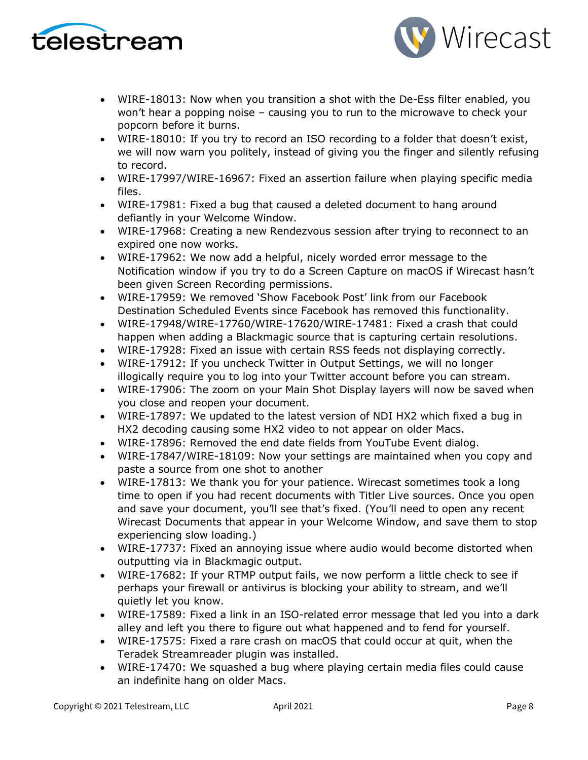- WIRE-18013: Now when you transition a shot with the De-Ess filter enabled, you won't hear a popping noise – causing you to run to the microwave to check your popcorn before it burns.
- WIRE-18010: If you try to record an ISO recording to a folder that doesn't exist, we will now warn you politely, instead of giving you the finger and silently refusing to record.
- WIRE-17997/WIRE-16967: Fixed an assertion failure when playing specific media files.
- WIRE-17981: Fixed a bug that caused a deleted document to hang around defiantly in your Welcome Window.
- WIRE-17968: Creating a new Rendezvous session after trying to reconnect to an expired one now works.
- WIRE-17962: We now add a helpful, nicely worded error message to the Notification window if you try to do a Screen Capture on macOS if Wirecast hasn't been given Screen Recording permissions.
- WIRE-17959: We removed 'Show Facebook Post' link from our Facebook Destination Scheduled Events since Facebook has removed this functionality.
- WIRE-17948/WIRE-17760/WIRE-17620/WIRE-17481: Fixed a crash that could happen when adding a Blackmagic source that is capturing certain resolutions.
- WIRE-17928: Fixed an issue with certain RSS feeds not displaying correctly.
- WIRE-17912: If you uncheck Twitter in Output Settings, we will no longer illogically require you to log into your Twitter account before you can stream.
- WIRE-17906: The zoom on your Main Shot Display layers will now be saved when you close and reopen your document.
- WIRE-17897: We updated to the latest version of NDI HX2 which fixed a bug in HX2 decoding causing some HX2 video to not appear on older Macs.
- WIRE-17896: Removed the end date fields from YouTube Event dialog.
- WIRE-17847/WIRE-18109: Now your settings are maintained when you copy and paste a source from one shot to another
- WIRE-17813: We thank you for your patience. Wirecast sometimes took a long time to open if you had recent documents with Titler Live sources. Once you open and save your document, you'll see that's fixed. (You'll need to open any recent Wirecast Documents that appear in your Welcome Window, and save them to stop experiencing slow loading.)
- WIRE-17737: Fixed an annoying issue where audio would become distorted when outputting via in Blackmagic output.
- WIRE-17682: If your RTMP output fails, we now perform a little check to see if perhaps your firewall or antivirus is blocking your ability to stream, and we'll quietly let you know.
- WIRE-17589: Fixed a link in an ISO-related error message that led you into a dark alley and left you there to figure out what happened and to fend for yourself.
- WIRE-17575: Fixed a rare crash on macOS that could occur at quit, when the Teradek Streamreader plugin was installed.
- WIRE-17470: We squashed a bug where playing certain media files could cause an indefinite hang on older Macs.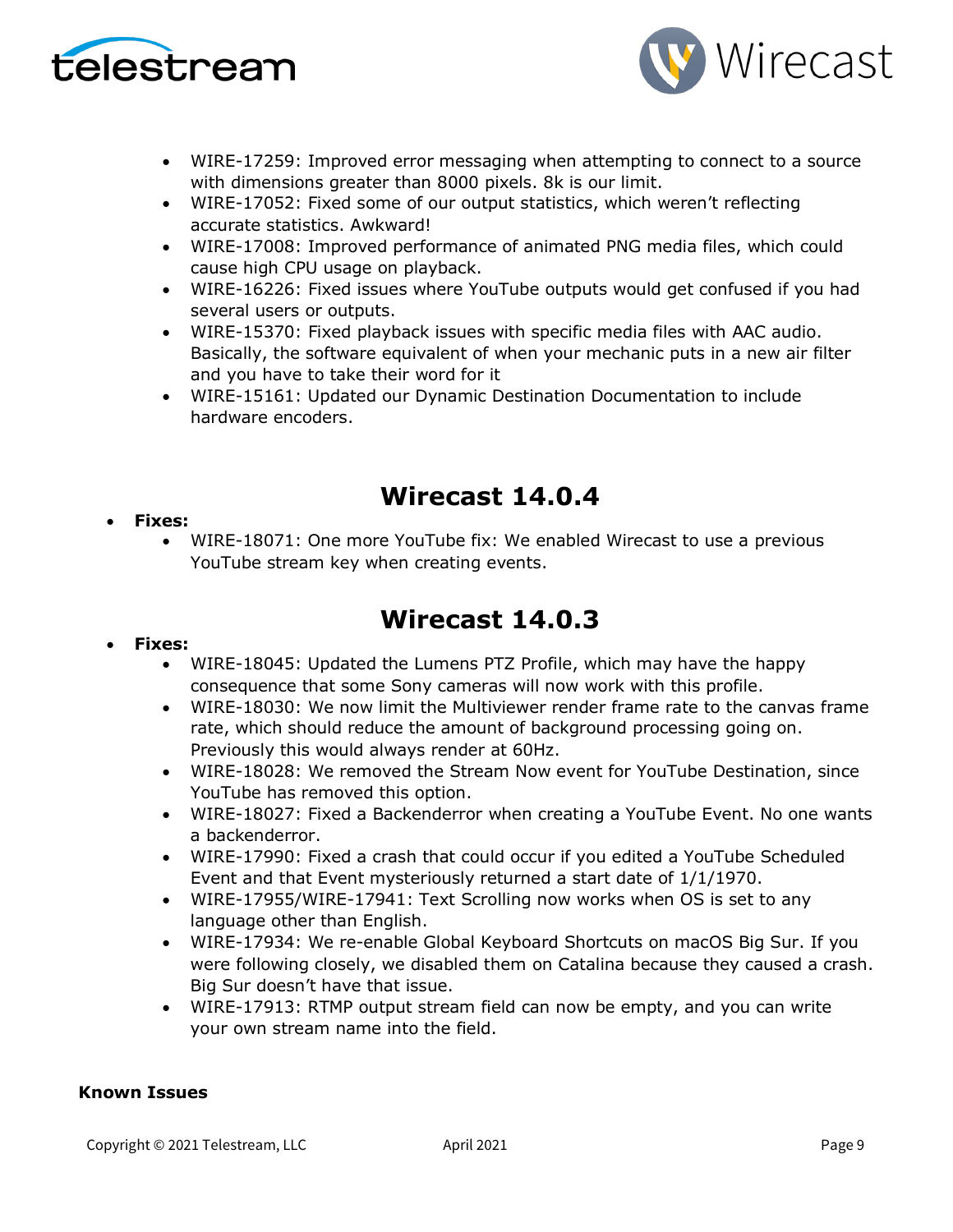- WIRE-17259: Improved error messaging when attempting to connect to a source with dimensions greater than 8000 pixels. 8k is our limit.
- WIRE-17052: Fixed some of our output statistics, which weren't reflecting accurate statistics. Awkward!
- WIRE-17008: Improved performance of animated PNG media files, which could cause high CPU usage on playback.
- WIRE-16226: Fixed issues where YouTube outputs would get confused if you had several users or outputs.
- WIRE-15370: Fixed playback issues with specific media files with AAC audio. Basically, the software equivalent of when your mechanic puts in a new air filter and you have to take their word for it
- WIRE-15161: Updated our Dynamic Destination Documentation to include hardware encoders.

# Wirecast 14.0.4

- **Fixes:**
  - WIRE-18071: One more YouTube fix: We enabled Wirecast to use a previous YouTube stream key when creating events.

# Wirecast 14.0.3

- **Fixes:**
  - WIRE-18045: Updated the Lumens PTZ Profile, which may have the happy consequence that some Sony cameras will now work with this profile.
  - WIRE-18030: We now limit the Multiviewer render frame rate to the canvas frame rate, which should reduce the amount of background processing going on. Previously this would always render at 60Hz.
  - WIRE-18028: We removed the Stream Now event for YouTube Destination, since YouTube has removed this option.
  - WIRE-18027: Fixed a Backenderror when creating a YouTube Event. No one wants a backenderror.
  - WIRE-17990: Fixed a crash that could occur if you edited a YouTube Scheduled Event and that Event mysteriously returned a start date of 1/1/1970.
  - WIRE-17955/WIRE-17941: Text Scrolling now works when OS is set to any language other than English.
  - WIRE-17934: We re-enable Global Keyboard Shortcuts on macOS Big Sur. If you were following closely, we disabled them on Catalina because they caused a crash. Big Sur doesn't have that issue.
  - WIRE-17913: RTMP output stream field can now be empty, and you can write your own stream name into the field.

**Known Issues**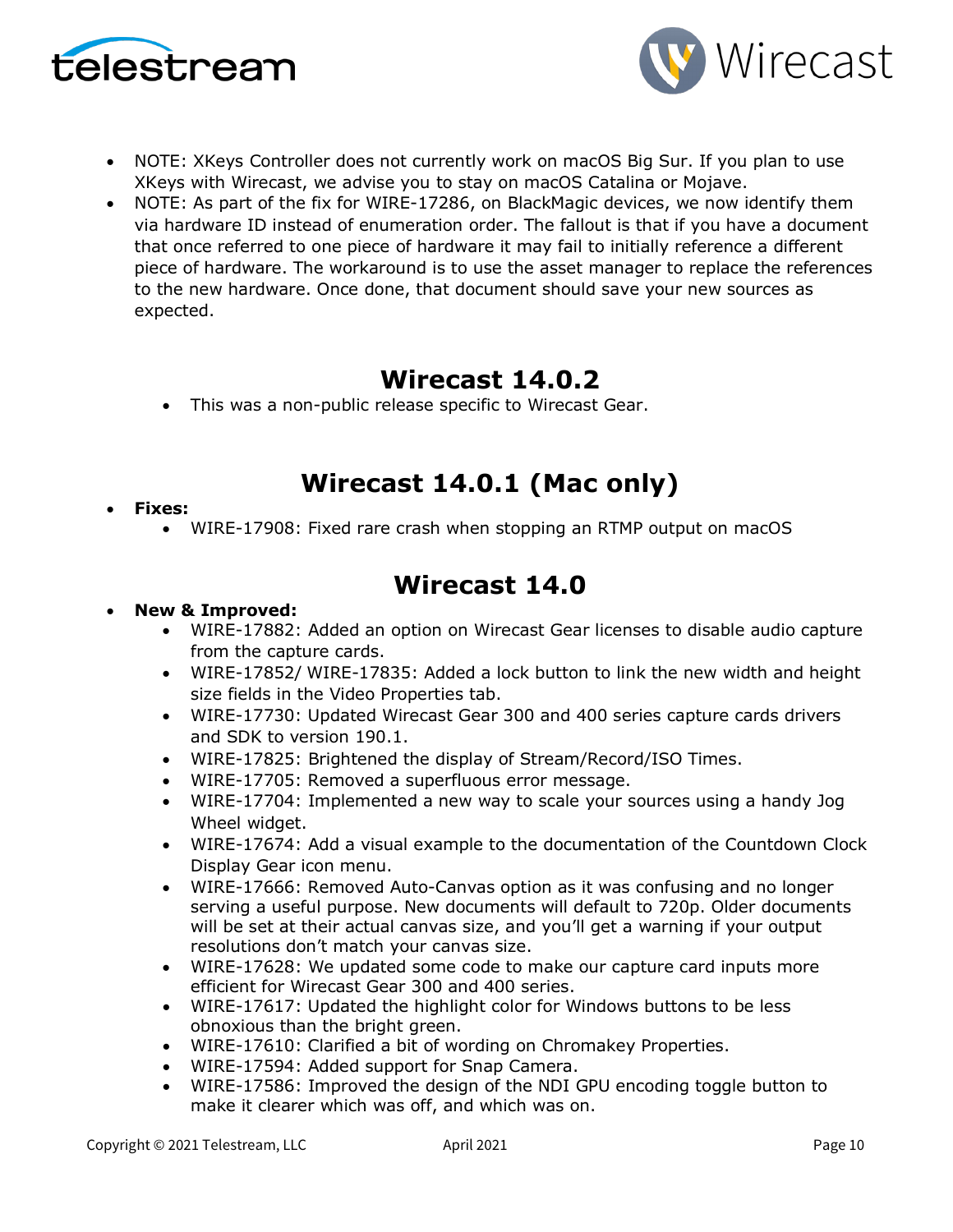- NOTE: XKeys Controller does not currently work on macOS Big Sur. If you plan to use XKeys with Wirecast, we advise you to stay on macOS Catalina or Mojave.
- NOTE: As part of the fix for WIRE-17286, on BlackMagic devices, we now identify them via hardware ID instead of enumeration order. The fallout is that if you have a document that once referred to one piece of hardware it may fail to initially reference a different piece of hardware. The workaround is to use the asset manager to replace the references to the new hardware. Once done, that document should save your new sources as expected.

## Wirecast 14.0.2

- This was a non-public release specific to Wirecast Gear.

## Wirecast 14.0.1 (Mac only)

- **Fixes:**
    - WIRE-17908: Fixed rare crash when stopping an RTMP output on macOS

## Wirecast 14.0

- **New & Improved:**
    - WIRE-17882: Added an option on Wirecast Gear licenses to disable audio capture from the capture cards.
    - WIRE-17852/ WIRE-17835: Added a lock button to link the new width and height size fields in the Video Properties tab.
    - WIRE-17730: Updated Wirecast Gear 300 and 400 series capture cards drivers and SDK to version 190.1.
    - WIRE-17825: Brightened the display of Stream/Record/ISO Times.
    - WIRE-17705: Removed a superfluous error message.
    - WIRE-17704: Implemented a new way to scale your sources using a handy Jog Wheel widget.
    - WIRE-17674: Add a visual example to the documentation of the Countdown Clock Display Gear icon menu.
    - WIRE-17666: Removed Auto-Canvas option as it was confusing and no longer serving a useful purpose. New documents will default to 720p. Older documents will be set at their actual canvas size, and you'll get a warning if your output resolutions don't match your canvas size.
    - WIRE-17628: We updated some code to make our capture card inputs more efficient for Wirecast Gear 300 and 400 series.
    - WIRE-17617: Updated the highlight color for Windows buttons to be less obnoxious than the bright green.
    - WIRE-17610: Clarified a bit of wording on Chromakey Properties.
    - WIRE-17594: Added support for Snap Camera.
    - WIRE-17586: Improved the design of the NDI GPU encoding toggle button to make it clearer which was off, and which was on.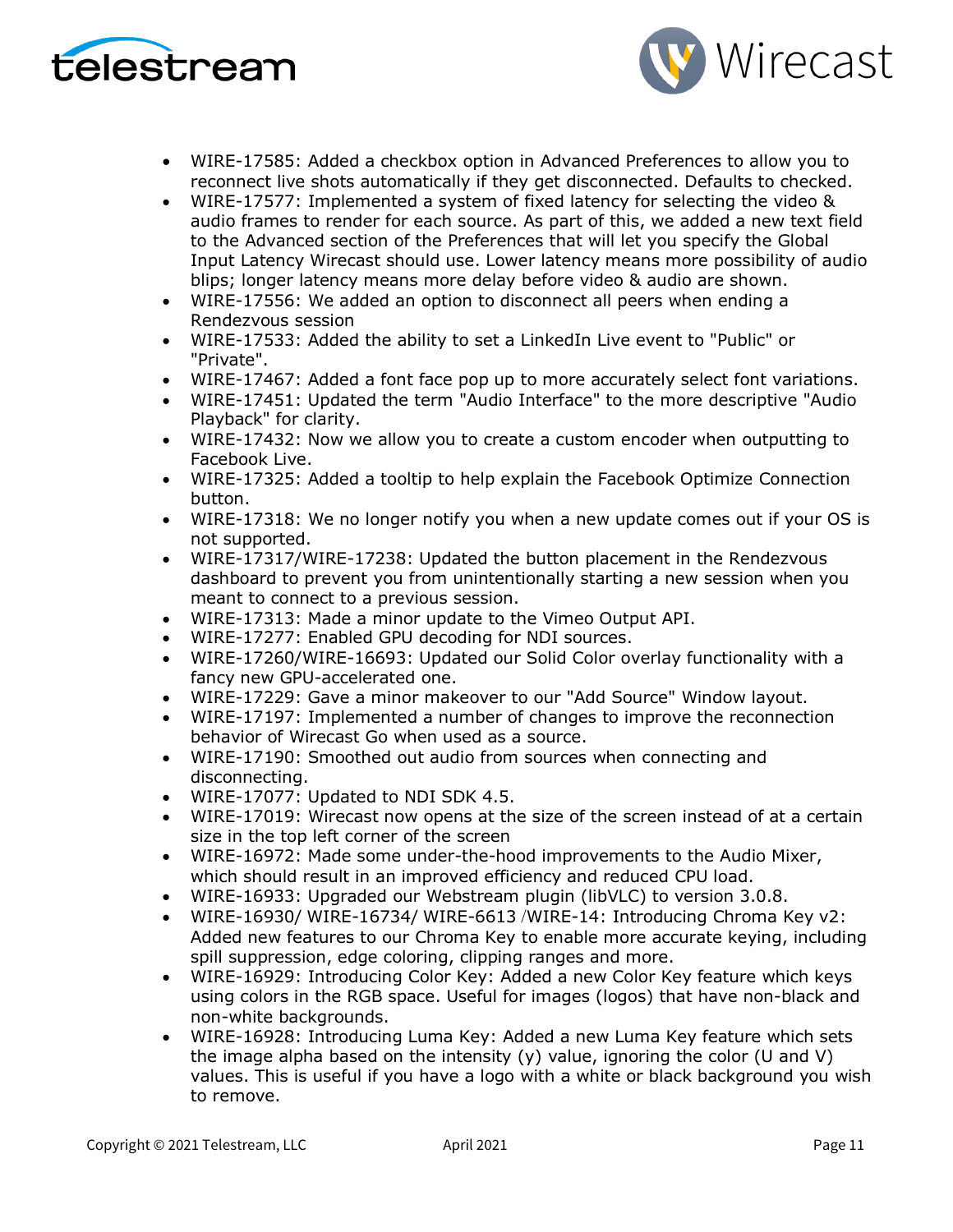- WIRE-17585: Added a checkbox option in Advanced Preferences to allow you to reconnect live shots automatically if they get disconnected. Defaults to checked.
- WIRE-17577: Implemented a system of fixed latency for selecting the video & audio frames to render for each source. As part of this, we added a new text field to the Advanced section of the Preferences that will let you specify the Global Input Latency Wirecast should use. Lower latency means more possibility of audio blips; longer latency means more delay before video & audio are shown.
- WIRE-17556: We added an option to disconnect all peers when ending a Rendezvous session
- WIRE-17533: Added the ability to set a LinkedIn Live event to "Public" or "Private".
- WIRE-17467: Added a font face pop up to more accurately select font variations.
- WIRE-17451: Updated the term "Audio Interface" to the more descriptive "Audio Playback" for clarity.
- WIRE-17432: Now we allow you to create a custom encoder when outputting to Facebook Live.
- WIRE-17325: Added a tooltip to help explain the Facebook Optimize Connection button.
- WIRE-17318: We no longer notify you when a new update comes out if your OS is not supported.
- WIRE-17317/WIRE-17238: Updated the button placement in the Rendezvous dashboard to prevent you from unintentionally starting a new session when you meant to connect to a previous session.
- WIRE-17313: Made a minor update to the Vimeo Output API.
- WIRE-17277: Enabled GPU decoding for NDI sources.
- WIRE-17260/WIRE-16693: Updated our Solid Color overlay functionality with a fancy new GPU-accelerated one.
- WIRE-17229: Gave a minor makeover to our "Add Source" Window layout.
- WIRE-17197: Implemented a number of changes to improve the reconnection behavior of Wirecast Go when used as a source.
- WIRE-17190: Smoothed out audio from sources when connecting and disconnecting.
- WIRE-17077: Updated to NDI SDK 4.5.
- WIRE-17019: Wirecast now opens at the size of the screen instead of at a certain size in the top left corner of the screen
- WIRE-16972: Made some under-the-hood improvements to the Audio Mixer, which should result in an improved efficiency and reduced CPU load.
- WIRE-16933: Upgraded our Webstream plugin (libVLC) to version 3.0.8.
- WIRE-16930/ WIRE-16734/ WIRE-6613 /WIRE-14: Introducing Chroma Key v2: Added new features to our Chroma Key to enable more accurate keying, including spill suppression, edge coloring, clipping ranges and more.
- WIRE-16929: Introducing Color Key: Added a new Color Key feature which keys using colors in the RGB space. Useful for images (logos) that have non-black and non-white backgrounds.
- WIRE-16928: Introducing Luma Key: Added a new Luma Key feature which sets the image alpha based on the intensity (y) value, ignoring the color (U and V) values. This is useful if you have a logo with a white or black background you wish to remove.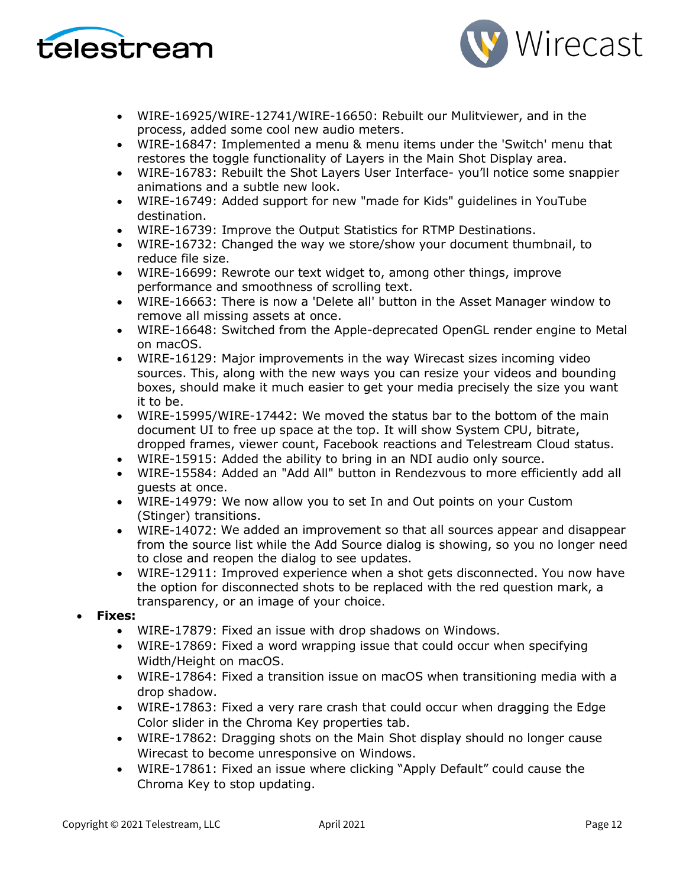- WIRE-16925/WIRE-12741/WIRE-16650: Rebuilt our Mulitviewer, and in the process, added some cool new audio meters.
- WIRE-16847: Implemented a menu & menu items under the 'Switch' menu that restores the toggle functionality of Layers in the Main Shot Display area.
- WIRE-16783: Rebuilt the Shot Layers User Interface- you'll notice some snappier animations and a subtle new look.
- WIRE-16749: Added support for new "made for Kids" guidelines in YouTube destination.
- WIRE-16739: Improve the Output Statistics for RTMP Destinations.
- WIRE-16732: Changed the way we store/show your document thumbnail, to reduce file size.
- WIRE-16699: Rewrote our text widget to, among other things, improve performance and smoothness of scrolling text.
- WIRE-16663: There is now a 'Delete all' button in the Asset Manager window to remove all missing assets at once.
- WIRE-16648: Switched from the Apple-deprecated OpenGL render engine to Metal on macOS.
- WIRE-16129: Major improvements in the way Wirecast sizes incoming video sources. This, along with the new ways you can resize your videos and bounding boxes, should make it much easier to get your media precisely the size you want it to be.
- WIRE-15995/WIRE-17442: We moved the status bar to the bottom of the main document UI to free up space at the top. It will show System CPU, bitrate, dropped frames, viewer count, Facebook reactions and Telestream Cloud status.
- WIRE-15915: Added the ability to bring in an NDI audio only source.
- WIRE-15584: Added an "Add All" button in Rendezvous to more efficiently add all guests at once.
- WIRE-14979: We now allow you to set In and Out points on your Custom (Stinger) transitions.
- WIRE-14072: We added an improvement so that all sources appear and disappear from the source list while the Add Source dialog is showing, so you no longer need to close and reopen the dialog to see updates.
- WIRE-12911: Improved experience when a shot gets disconnected. You now have the option for disconnected shots to be replaced with the red question mark, a transparency, or an image of your choice.

- **Fixes:**
  - WIRE-17879: Fixed an issue with drop shadows on Windows.
  - WIRE-17869: Fixed a word wrapping issue that could occur when specifying Width/Height on macOS.
  - WIRE-17864: Fixed a transition issue on macOS when transitioning media with a drop shadow.
  - WIRE-17863: Fixed a very rare crash that could occur when dragging the Edge Color slider in the Chroma Key properties tab.
  - WIRE-17862: Dragging shots on the Main Shot display should no longer cause Wirecast to become unresponsive on Windows.
  - WIRE-17861: Fixed an issue where clicking "Apply Default" could cause the Chroma Key to stop updating.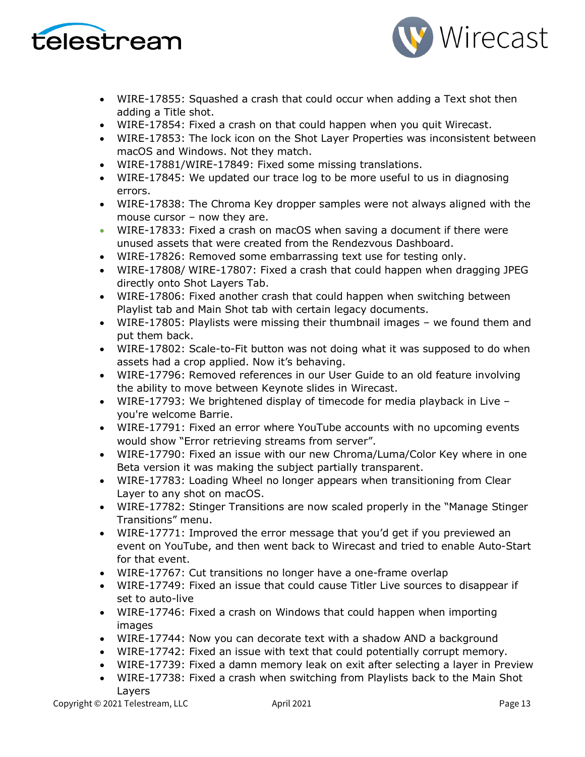- WIRE-17855: Squashed a crash that could occur when adding a Text shot then adding a Title shot.
- WIRE-17854: Fixed a crash on that could happen when you quit Wirecast.
- WIRE-17853: The lock icon on the Shot Layer Properties was inconsistent between macOS and Windows. Not they match.
- WIRE-17881/WIRE-17849: Fixed some missing translations.
- WIRE-17845: We updated our trace log to be more useful to us in diagnosing errors.
- WIRE-17838: The Chroma Key dropper samples were not always aligned with the mouse cursor – now they are.
- WIRE-17833: Fixed a crash on macOS when saving a document if there were unused assets that were created from the Rendezvous Dashboard.
- WIRE-17826: Removed some embarrassing text use for testing only.
- WIRE-17808/ WIRE-17807: Fixed a crash that could happen when dragging JPEG directly onto Shot Layers Tab.
- WIRE-17806: Fixed another crash that could happen when switching between Playlist tab and Main Shot tab with certain legacy documents.
- WIRE-17805: Playlists were missing their thumbnail images – we found them and put them back.
- WIRE-17802: Scale-to-Fit button was not doing what it was supposed to do when assets had a crop applied. Now it's behaving.
- WIRE-17796: Removed references in our User Guide to an old feature involving the ability to move between Keynote slides in Wirecast.
- WIRE-17793: We brightened display of timecode for media playback in Live – you're welcome Barrie.
- WIRE-17791: Fixed an error where YouTube accounts with no upcoming events would show "Error retrieving streams from server".
- WIRE-17790: Fixed an issue with our new Chroma/Luma/Color Key where in one Beta version it was making the subject partially transparent.
- WIRE-17783: Loading Wheel no longer appears when transitioning from Clear Layer to any shot on macOS.
- WIRE-17782: Stinger Transitions are now scaled properly in the "Manage Stinger Transitions" menu.
- WIRE-17771: Improved the error message that you'd get if you previewed an event on YouTube, and then went back to Wirecast and tried to enable Auto-Start for that event.
- WIRE-17767: Cut transitions no longer have a one-frame overlap
- WIRE-17749: Fixed an issue that could cause Titler Live sources to disappear if set to auto-live
- WIRE-17746: Fixed a crash on Windows that could happen when importing images
- WIRE-17744: Now you can decorate text with a shadow AND a background
- WIRE-17742: Fixed an issue with text that could potentially corrupt memory.
- WIRE-17739: Fixed a damn memory leak on exit after selecting a layer in Preview
- WIRE-17738: Fixed a crash when switching from Playlists back to the Main Shot Layers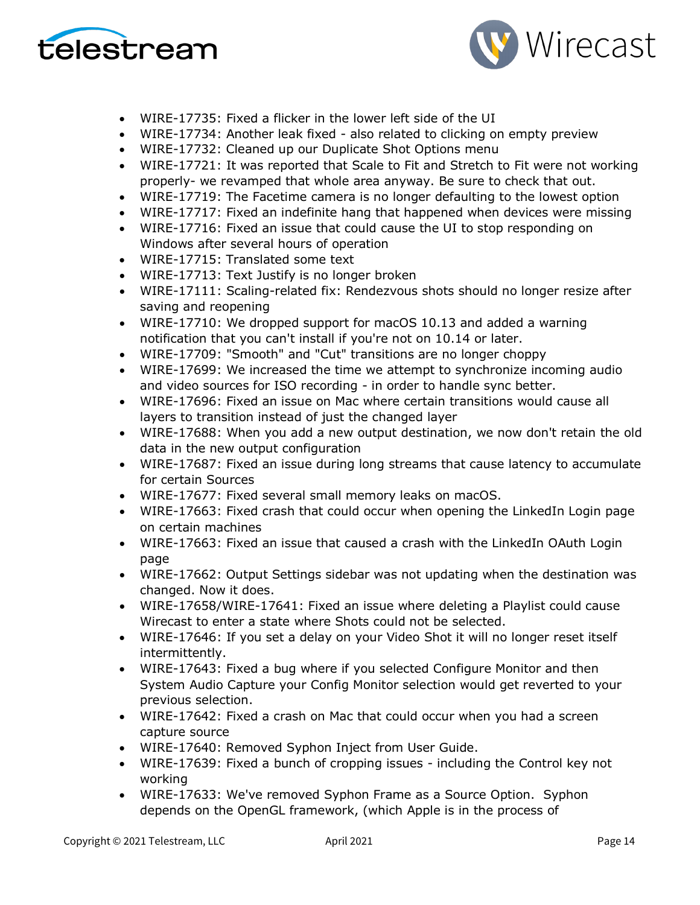- WIRE-17735: Fixed a flicker in the lower left side of the UI
- WIRE-17734: Another leak fixed - also related to clicking on empty preview
- WIRE-17732: Cleaned up our Duplicate Shot Options menu
- WIRE-17721: It was reported that Scale to Fit and Stretch to Fit were not working properly- we revamped that whole area anyway. Be sure to check that out.
- WIRE-17719: The Facetime camera is no longer defaulting to the lowest option
- WIRE-17717: Fixed an indefinite hang that happened when devices were missing
- WIRE-17716: Fixed an issue that could cause the UI to stop responding on Windows after several hours of operation
- WIRE-17715: Translated some text
- WIRE-17713: Text Justify is no longer broken
- WIRE-17111: Scaling-related fix: Rendezvous shots should no longer resize after saving and reopening
- WIRE-17710: We dropped support for macOS 10.13 and added a warning notification that you can't install if you're not on 10.14 or later.
- WIRE-17709: "Smooth" and "Cut" transitions are no longer choppy
- WIRE-17699: We increased the time we attempt to synchronize incoming audio and video sources for ISO recording - in order to handle sync better.
- WIRE-17696: Fixed an issue on Mac where certain transitions would cause all layers to transition instead of just the changed layer
- WIRE-17688: When you add a new output destination, we now don't retain the old data in the new output configuration
- WIRE-17687: Fixed an issue during long streams that cause latency to accumulate for certain Sources
- WIRE-17677: Fixed several small memory leaks on macOS.
- WIRE-17663: Fixed crash that could occur when opening the LinkedIn Login page on certain machines
- WIRE-17663: Fixed an issue that caused a crash with the LinkedIn OAuth Login page
- WIRE-17662: Output Settings sidebar was not updating when the destination was changed. Now it does.
- WIRE-17658/WIRE-17641: Fixed an issue where deleting a Playlist could cause Wirecast to enter a state where Shots could not be selected.
- WIRE-17646: If you set a delay on your Video Shot it will no longer reset itself intermittently.
- WIRE-17643: Fixed a bug where if you selected Configure Monitor and then System Audio Capture your Config Monitor selection would get reverted to your previous selection.
- WIRE-17642: Fixed a crash on Mac that could occur when you had a screen capture source
- WIRE-17640: Removed Syphon Inject from User Guide.
- WIRE-17639: Fixed a bunch of cropping issues - including the Control key not working
- WIRE-17633: We've removed Syphon Frame as a Source Option. Syphon depends on the OpenGL framework, (which Apple is in the process of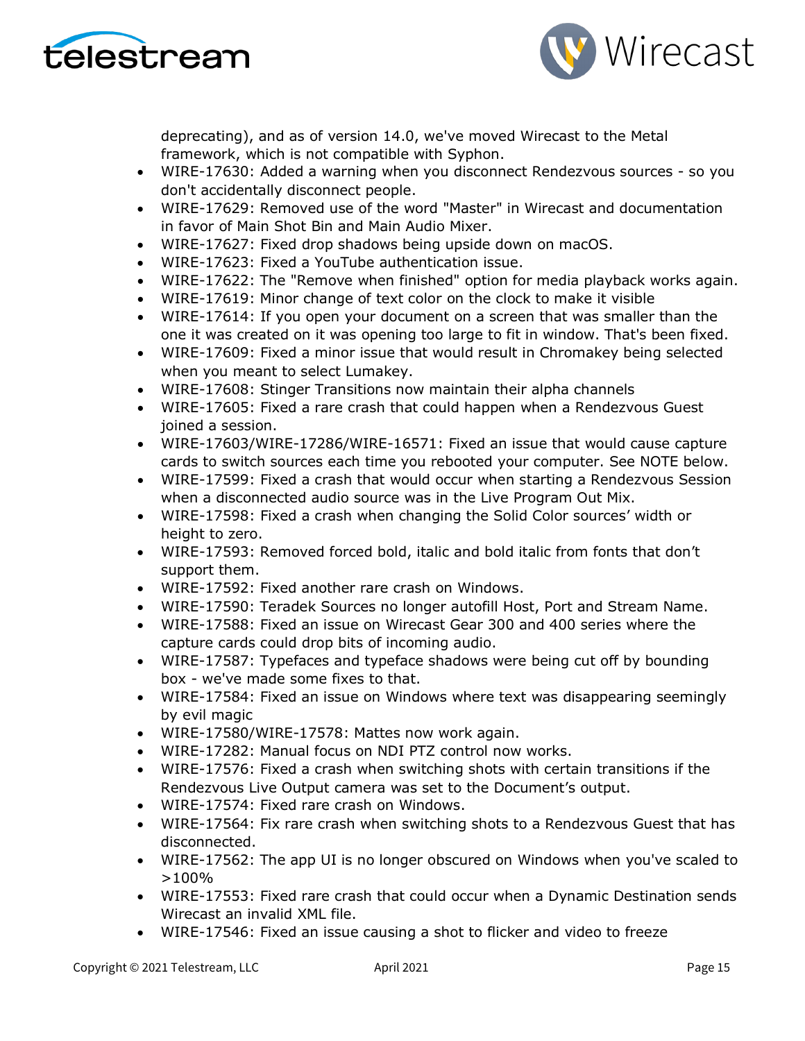deprecating), and as of version 14.0, we've moved Wirecast to the Metal framework, which is not compatible with Syphon.

- WIRE-17630: Added a warning when you disconnect Rendezvous sources - so you don't accidentally disconnect people.
- WIRE-17629: Removed use of the word "Master" in Wirecast and documentation in favor of Main Shot Bin and Main Audio Mixer.
- WIRE-17627: Fixed drop shadows being upside down on macOS.
- WIRE-17623: Fixed a YouTube authentication issue.
- WIRE-17622: The "Remove when finished" option for media playback works again.
- WIRE-17619: Minor change of text color on the clock to make it visible
- WIRE-17614: If you open your document on a screen that was smaller than the one it was created on it was opening too large to fit in window. That's been fixed.
- WIRE-17609: Fixed a minor issue that would result in Chromakey being selected when you meant to select Lumakey.
- WIRE-17608: Stinger Transitions now maintain their alpha channels
- WIRE-17605: Fixed a rare crash that could happen when a Rendezvous Guest joined a session.
- WIRE-17603/WIRE-17286/WIRE-16571: Fixed an issue that would cause capture cards to switch sources each time you rebooted your computer. See NOTE below.
- WIRE-17599: Fixed a crash that would occur when starting a Rendezvous Session when a disconnected audio source was in the Live Program Out Mix.
- WIRE-17598: Fixed a crash when changing the Solid Color sources' width or height to zero.
- WIRE-17593: Removed forced bold, italic and bold italic from fonts that don't support them.
- WIRE-17592: Fixed another rare crash on Windows.
- WIRE-17590: Teradek Sources no longer autofill Host, Port and Stream Name.
- WIRE-17588: Fixed an issue on Wirecast Gear 300 and 400 series where the capture cards could drop bits of incoming audio.
- WIRE-17587: Typefaces and typeface shadows were being cut off by bounding box - we've made some fixes to that.
- WIRE-17584: Fixed an issue on Windows where text was disappearing seemingly by evil magic
- WIRE-17580/WIRE-17578: Mattes now work again.
- WIRE-17282: Manual focus on NDI PTZ control now works.
- WIRE-17576: Fixed a crash when switching shots with certain transitions if the Rendezvous Live Output camera was set to the Document's output.
- WIRE-17574: Fixed rare crash on Windows.
- WIRE-17564: Fix rare crash when switching shots to a Rendezvous Guest that has disconnected.
- WIRE-17562: The app UI is no longer obscured on Windows when you've scaled to >100%
- WIRE-17553: Fixed rare crash that could occur when a Dynamic Destination sends Wirecast an invalid XML file.
- WIRE-17546: Fixed an issue causing a shot to flicker and video to freeze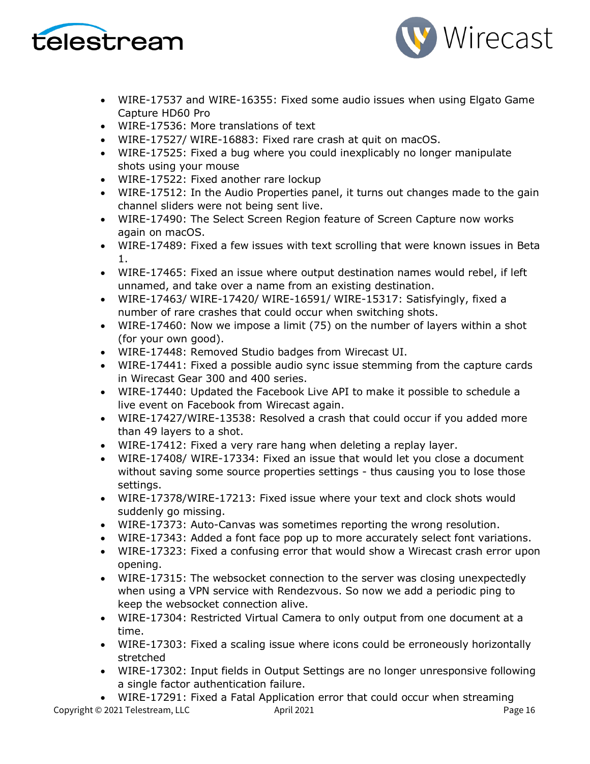- WIRE-17537 and WIRE-16355: Fixed some audio issues when using Elgato Game Capture HD60 Pro
- WIRE-17536: More translations of text
- WIRE-17527/ WIRE-16883: Fixed rare crash at quit on macOS.
- WIRE-17525: Fixed a bug where you could inexplicably no longer manipulate shots using your mouse
- WIRE-17522: Fixed another rare lockup
- WIRE-17512: In the Audio Properties panel, it turns out changes made to the gain channel sliders were not being sent live.
- WIRE-17490: The Select Screen Region feature of Screen Capture now works again on macOS.
- WIRE-17489: Fixed a few issues with text scrolling that were known issues in Beta 1.
- WIRE-17465: Fixed an issue where output destination names would rebel, if left unnamed, and take over a name from an existing destination.
- WIRE-17463/ WIRE-17420/ WIRE-16591/ WIRE-15317: Satisfyingly, fixed a number of rare crashes that could occur when switching shots.
- WIRE-17460: Now we impose a limit (75) on the number of layers within a shot (for your own good).
- WIRE-17448: Removed Studio badges from Wirecast UI.
- WIRE-17441: Fixed a possible audio sync issue stemming from the capture cards in Wirecast Gear 300 and 400 series.
- WIRE-17440: Updated the Facebook Live API to make it possible to schedule a live event on Facebook from Wirecast again.
- WIRE-17427/WIRE-13538: Resolved a crash that could occur if you added more than 49 layers to a shot.
- WIRE-17412: Fixed a very rare hang when deleting a replay layer.
- WIRE-17408/ WIRE-17334: Fixed an issue that would let you close a document without saving some source properties settings - thus causing you to lose those settings.
- WIRE-17378/WIRE-17213: Fixed issue where your text and clock shots would suddenly go missing.
- WIRE-17373: Auto-Canvas was sometimes reporting the wrong resolution.
- WIRE-17343: Added a font face pop up to more accurately select font variations.
- WIRE-17323: Fixed a confusing error that would show a Wirecast crash error upon opening.
- WIRE-17315: The websocket connection to the server was closing unexpectedly when using a VPN service with Rendezvous. So now we add a periodic ping to keep the websocket connection alive.
- WIRE-17304: Restricted Virtual Camera to only output from one document at a time.
- WIRE-17303: Fixed a scaling issue where icons could be erroneously horizontally stretched
- WIRE-17302: Input fields in Output Settings are no longer unresponsive following a single factor authentication failure.
- WIRE-17291: Fixed a Fatal Application error that could occur when streaming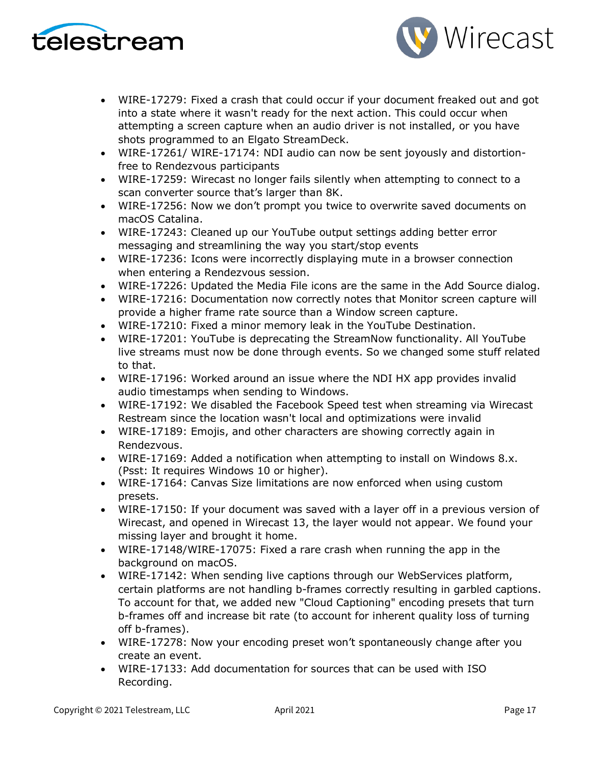- WIRE-17279: Fixed a crash that could occur if your document freaked out and got into a state where it wasn't ready for the next action. This could occur when attempting a screen capture when an audio driver is not installed, or you have shots programmed to an Elgato StreamDeck.
- WIRE-17261/ WIRE-17174: NDI audio can now be sent joyously and distortion-free to Rendezvous participants
- WIRE-17259: Wirecast no longer fails silently when attempting to connect to a scan converter source that's larger than 8K.
- WIRE-17256: Now we don't prompt you twice to overwrite saved documents on macOS Catalina.
- WIRE-17243: Cleaned up our YouTube output settings adding better error messaging and streamlining the way you start/stop events
- WIRE-17236: Icons were incorrectly displaying mute in a browser connection when entering a Rendezvous session.
- WIRE-17226: Updated the Media File icons are the same in the Add Source dialog.
- WIRE-17216: Documentation now correctly notes that Monitor screen capture will provide a higher frame rate source than a Window screen capture.
- WIRE-17210: Fixed a minor memory leak in the YouTube Destination.
- WIRE-17201: YouTube is deprecating the StreamNow functionality. All YouTube live streams must now be done through events. So we changed some stuff related to that.
- WIRE-17196: Worked around an issue where the NDI HX app provides invalid audio timestamps when sending to Windows.
- WIRE-17192: We disabled the Facebook Speed test when streaming via Wirecast Restream since the location wasn't local and optimizations were invalid
- WIRE-17189: Emojis, and other characters are showing correctly again in Rendezvous.
- WIRE-17169: Added a notification when attempting to install on Windows 8.x. (Psst: It requires Windows 10 or higher).
- WIRE-17164: Canvas Size limitations are now enforced when using custom presets.
- WIRE-17150: If your document was saved with a layer off in a previous version of Wirecast, and opened in Wirecast 13, the layer would not appear. We found your missing layer and brought it home.
- WIRE-17148/WIRE-17075: Fixed a rare crash when running the app in the background on macOS.
- WIRE-17142: When sending live captions through our WebServices platform, certain platforms are not handling b-frames correctly resulting in garbled captions. To account for that, we added new "Cloud Captioning" encoding presets that turn b-frames off and increase bit rate (to account for inherent quality loss of turning off b-frames).
- WIRE-17278: Now your encoding preset won't spontaneously change after you create an event.
- WIRE-17133: Add documentation for sources that can be used with ISO Recording.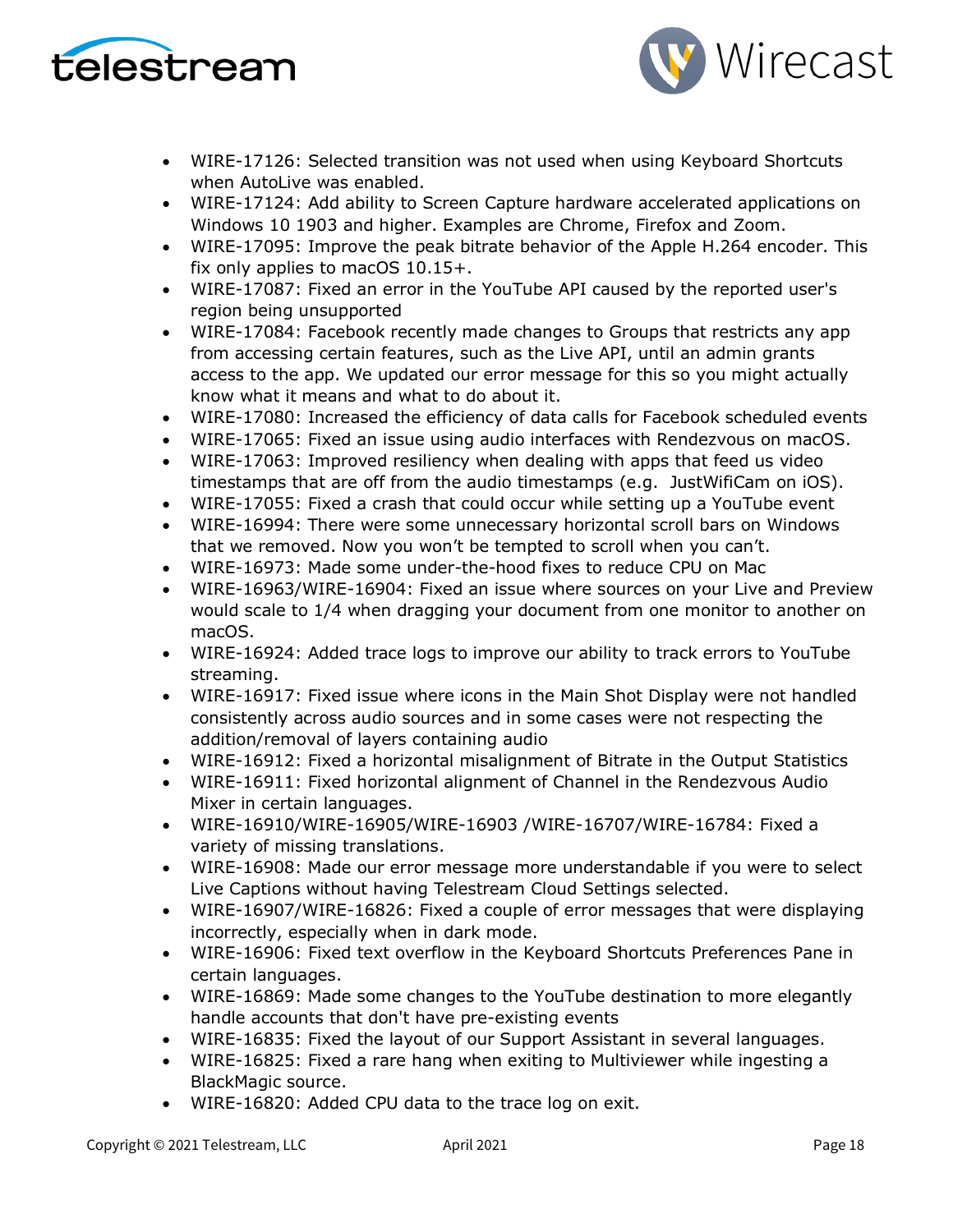- WIRE-17126: Selected transition was not used when using Keyboard Shortcuts when AutoLive was enabled.
- WIRE-17124: Add ability to Screen Capture hardware accelerated applications on Windows 10 1903 and higher. Examples are Chrome, Firefox and Zoom.
- WIRE-17095: Improve the peak bitrate behavior of the Apple H.264 encoder. This fix only applies to macOS 10.15+.
- WIRE-17087: Fixed an error in the YouTube API caused by the reported user's region being unsupported
- WIRE-17084: Facebook recently made changes to Groups that restricts any app from accessing certain features, such as the Live API, until an admin grants access to the app. We updated our error message for this so you might actually know what it means and what to do about it.
- WIRE-17080: Increased the efficiency of data calls for Facebook scheduled events
- WIRE-17065: Fixed an issue using audio interfaces with Rendezvous on macOS.
- WIRE-17063: Improved resiliency when dealing with apps that feed us video timestamps that are off from the audio timestamps (e.g. JustWifiCam on iOS).
- WIRE-17055: Fixed a crash that could occur while setting up a YouTube event
- WIRE-16994: There were some unnecessary horizontal scroll bars on Windows that we removed. Now you won't be tempted to scroll when you can't.
- WIRE-16973: Made some under-the-hood fixes to reduce CPU on Mac
- WIRE-16963/WIRE-16904: Fixed an issue where sources on your Live and Preview would scale to 1/4 when dragging your document from one monitor to another on macOS.
- WIRE-16924: Added trace logs to improve our ability to track errors to YouTube streaming.
- WIRE-16917: Fixed issue where icons in the Main Shot Display were not handled consistently across audio sources and in some cases were not respecting the addition/removal of layers containing audio
- WIRE-16912: Fixed a horizontal misalignment of Bitrate in the Output Statistics
- WIRE-16911: Fixed horizontal alignment of Channel in the Rendezvous Audio Mixer in certain languages.
- WIRE-16910/WIRE-16905/WIRE-16903 /WIRE-16707/WIRE-16784: Fixed a variety of missing translations.
- WIRE-16908: Made our error message more understandable if you were to select Live Captions without having Telestream Cloud Settings selected.
- WIRE-16907/WIRE-16826: Fixed a couple of error messages that were displaying incorrectly, especially when in dark mode.
- WIRE-16906: Fixed text overflow in the Keyboard Shortcuts Preferences Pane in certain languages.
- WIRE-16869: Made some changes to the YouTube destination to more elegantly handle accounts that don't have pre-existing events
- WIRE-16835: Fixed the layout of our Support Assistant in several languages.
- WIRE-16825: Fixed a rare hang when exiting to Multiviewer while ingesting a BlackMagic source.
- WIRE-16820: Added CPU data to the trace log on exit.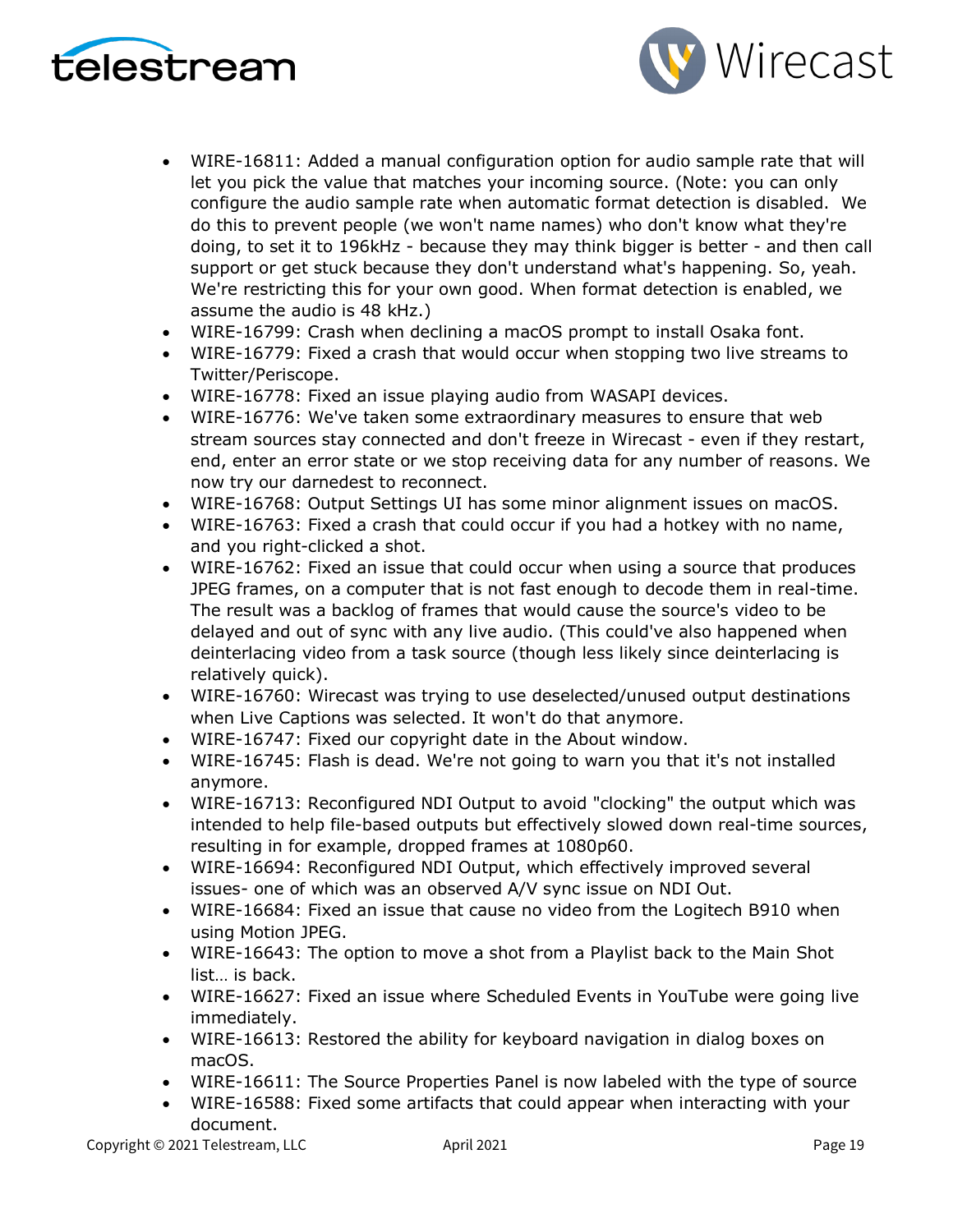- WIRE-16811: Added a manual configuration option for audio sample rate that will let you pick the value that matches your incoming source. (Note: you can only configure the audio sample rate when automatic format detection is disabled. We do this to prevent people (we won't name names) who don't know what they're doing, to set it to 196kHz - because they may think bigger is better - and then call support or get stuck because they don't understand what's happening. So, yeah. We're restricting this for your own good. When format detection is enabled, we assume the audio is 48 kHz.)
- WIRE-16799: Crash when declining a macOS prompt to install Osaka font.
- WIRE-16779: Fixed a crash that would occur when stopping two live streams to Twitter/Periscope.
- WIRE-16778: Fixed an issue playing audio from WASAPI devices.
- WIRE-16776: We've taken some extraordinary measures to ensure that web stream sources stay connected and don't freeze in Wirecast - even if they restart, end, enter an error state or we stop receiving data for any number of reasons. We now try our darnedest to reconnect.
- WIRE-16768: Output Settings UI has some minor alignment issues on macOS.
- WIRE-16763: Fixed a crash that could occur if you had a hotkey with no name, and you right-clicked a shot.
- WIRE-16762: Fixed an issue that could occur when using a source that produces JPEG frames, on a computer that is not fast enough to decode them in real-time. The result was a backlog of frames that would cause the source's video to be delayed and out of sync with any live audio. (This could've also happened when deinterlacing video from a task source (though less likely since deinterlacing is relatively quick).
- WIRE-16760: Wirecast was trying to use deselected/unused output destinations when Live Captions was selected. It won't do that anymore.
- WIRE-16747: Fixed our copyright date in the About window.
- WIRE-16745: Flash is dead. We're not going to warn you that it's not installed anymore.
- WIRE-16713: Reconfigured NDI Output to avoid "clocking" the output which was intended to help file-based outputs but effectively slowed down real-time sources, resulting in for example, dropped frames at 1080p60.
- WIRE-16694: Reconfigured NDI Output, which effectively improved several issues- one of which was an observed A/V sync issue on NDI Out.
- WIRE-16684: Fixed an issue that cause no video from the Logitech B910 when using Motion JPEG.
- WIRE-16643: The option to move a shot from a Playlist back to the Main Shot list… is back.
- WIRE-16627: Fixed an issue where Scheduled Events in YouTube were going live immediately.
- WIRE-16613: Restored the ability for keyboard navigation in dialog boxes on macOS.
- WIRE-16611: The Source Properties Panel is now labeled with the type of source
- WIRE-16588: Fixed some artifacts that could appear when interacting with your document.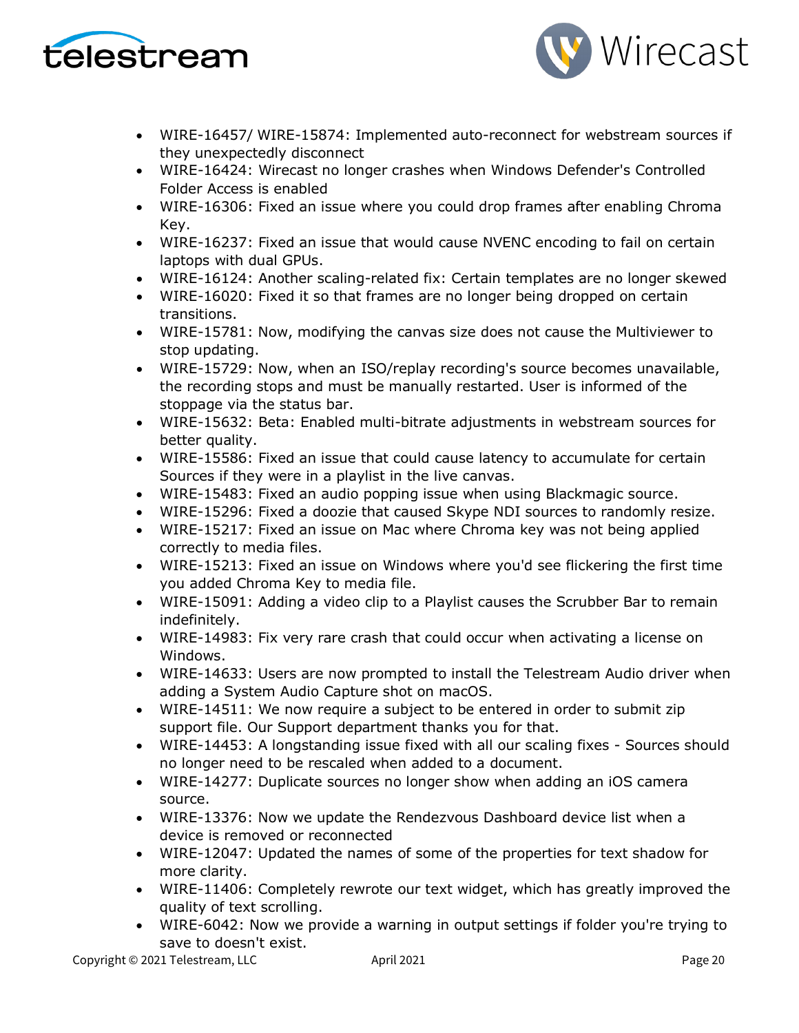- WIRE-16457/ WIRE-15874: Implemented auto-reconnect for webstream sources if they unexpectedly disconnect
- WIRE-16424: Wirecast no longer crashes when Windows Defender's Controlled Folder Access is enabled
- WIRE-16306: Fixed an issue where you could drop frames after enabling Chroma Key.
- WIRE-16237: Fixed an issue that would cause NVENC encoding to fail on certain laptops with dual GPUs.
- WIRE-16124: Another scaling-related fix: Certain templates are no longer skewed
- WIRE-16020: Fixed it so that frames are no longer being dropped on certain transitions.
- WIRE-15781: Now, modifying the canvas size does not cause the Multiviewer to stop updating.
- WIRE-15729: Now, when an ISO/replay recording's source becomes unavailable, the recording stops and must be manually restarted. User is informed of the stoppage via the status bar.
- WIRE-15632: Beta: Enabled multi-bitrate adjustments in webstream sources for better quality.
- WIRE-15586: Fixed an issue that could cause latency to accumulate for certain Sources if they were in a playlist in the live canvas.
- WIRE-15483: Fixed an audio popping issue when using Blackmagic source.
- WIRE-15296: Fixed a doozie that caused Skype NDI sources to randomly resize.
- WIRE-15217: Fixed an issue on Mac where Chroma key was not being applied correctly to media files.
- WIRE-15213: Fixed an issue on Windows where you'd see flickering the first time you added Chroma Key to media file.
- WIRE-15091: Adding a video clip to a Playlist causes the Scrubber Bar to remain indefinitely.
- WIRE-14983: Fix very rare crash that could occur when activating a license on Windows.
- WIRE-14633: Users are now prompted to install the Telestream Audio driver when adding a System Audio Capture shot on macOS.
- WIRE-14511: We now require a subject to be entered in order to submit zip support file. Our Support department thanks you for that.
- WIRE-14453: A longstanding issue fixed with all our scaling fixes - Sources should no longer need to be rescaled when added to a document.
- WIRE-14277: Duplicate sources no longer show when adding an iOS camera source.
- WIRE-13376: Now we update the Rendezvous Dashboard device list when a device is removed or reconnected
- WIRE-12047: Updated the names of some of the properties for text shadow for more clarity.
- WIRE-11406: Completely rewrote our text widget, which has greatly improved the quality of text scrolling.
- WIRE-6042: Now we provide a warning in output settings if folder you're trying to save to doesn't exist.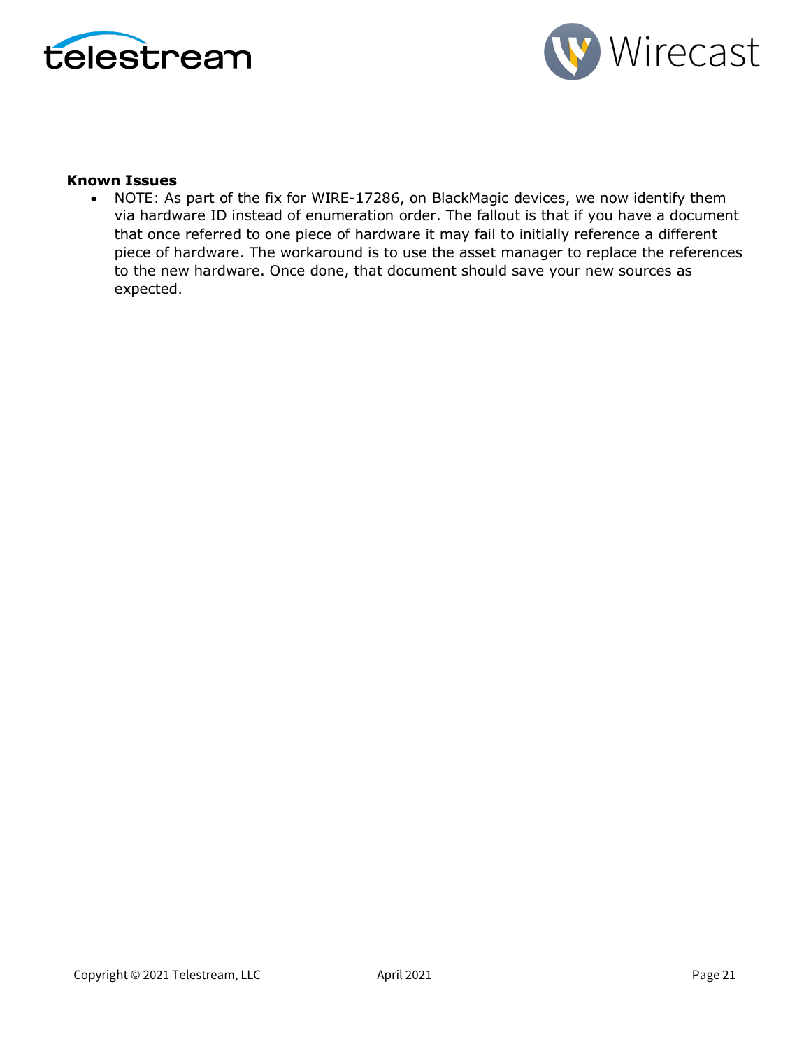**Known Issues**

- NOTE: As part of the fix for WIRE-17286, on BlackMagic devices, we now identify them via hardware ID instead of enumeration order. The fallout is that if you have a document that once referred to one piece of hardware it may fail to initially reference a different piece of hardware. The workaround is to use the asset manager to replace the references to the new hardware. Once done, that document should save your new sources as expected.